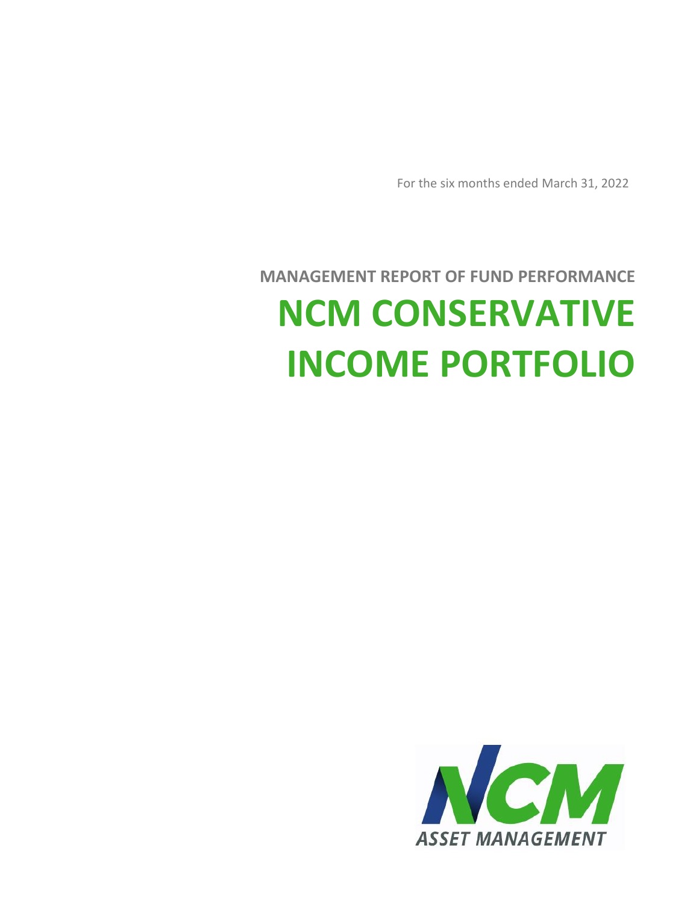For the six months ended March 31, 2022

## MANAGEMENT REPORT OF FUND PERFORMANCE

# NCM CONSERVATIVE INCOME PORTFOLIO

NCM

ASSET MANAGEMENT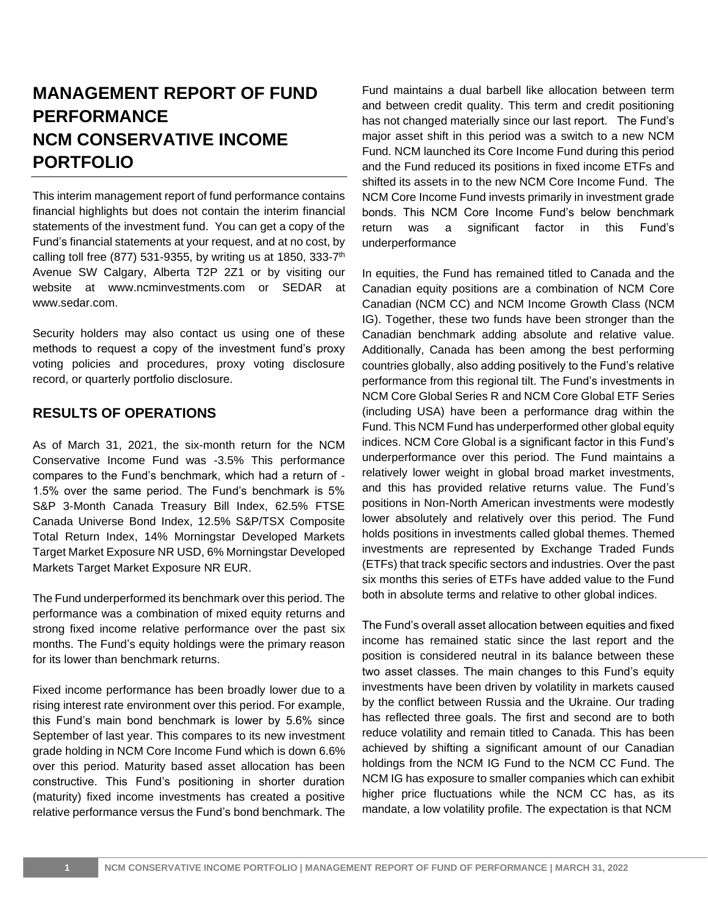# MANAGEMENT REPORT OF FUND PERFORMANCE NCM CONSERVATIVE INCOME PORTFOLIO

This interim management report of fund performance contains financial highlights but does not contain the interim financial statements of the investment fund. You can get a copy of the Fund's financial statements at your request, and at no cost, by calling toll free (877) 531-9355, by writing us at 1850, 333-7th Avenue SW Calgary, Alberta T2P 2Z1 or by visiting our website at www.ncminvestments.com or SEDAR at www.sedar.com.

Security holders may also contact us using one of these methods to request a copy of the investment fund's proxy voting policies and procedures, proxy voting disclosure record, or quarterly portfolio disclosure.

## RESULTS OF OPERATIONS

As of March 31, 2021, the six-month return for the NCM Conservative Income Fund was -3.5% This performance compares to the Fund's benchmark, which had a return of -1.5% over the same period. The Fund's benchmark is 5% S&P 3-Month Canada Treasury Bill Index, 62.5% FTSE Canada Universe Bond Index, 12.5% S&P/TSX Composite Total Return Index, 14% Morningstar Developed Markets Target Market Exposure NR USD, 6% Morningstar Developed Markets Target Market Exposure NR EUR.

The Fund underperformed its benchmark over this period. The performance was a combination of mixed equity returns and strong fixed income relative performance over the past six months. The Fund's equity holdings were the primary reason for its lower than benchmark returns.

Fixed income performance has been broadly lower due to a rising interest rate environment over this period. For example, this Fund's main bond benchmark is lower by 5.6% since September of last year. This compares to its new investment grade holding in NCM Core Income Fund which is down 6.6% over this period. Maturity based asset allocation has been constructive. This Fund's positioning in shorter duration (maturity) fixed income investments has created a positive relative performance versus the Fund's bond benchmark. The Fund maintains a dual barbell like allocation between term and between credit quality. This term and credit positioning has not changed materially since our last report. The Fund's major asset shift in this period was a switch to a new NCM Fund. NCM launched its Core Income Fund during this period and the Fund reduced its positions in fixed income ETFs and shifted its assets in to the new NCM Core Income Fund. The NCM Core Income Fund invests primarily in investment grade bonds. This NCM Core Income Fund's below benchmark return was a significant factor in this Fund's underperformance

In equities, the Fund has remained titled to Canada and the Canadian equity positions are a combination of NCM Core Canadian (NCM CC) and NCM Income Growth Class (NCM IG). Together, these two funds have been stronger than the Canadian benchmark adding absolute and relative value. Additionally, Canada has been among the best performing countries globally, also adding positively to the Fund's relative performance from this regional tilt. The Fund's investments in NCM Core Global Series R and NCM Core Global ETF Series (including USA) have been a performance drag within the Fund. This NCM Fund has underperformed other global equity indices. NCM Core Global is a significant factor in this Fund's underperformance over this period. The Fund maintains a relatively lower weight in global broad market investments, and this has provided relative returns value. The Fund's positions in Non-North American investments were modestly lower absolutely and relatively over this period. The Fund holds positions in investments called global themes. Themed investments are represented by Exchange Traded Funds (ETFs) that track specific sectors and industries. Over the past six months this series of ETFs have added value to the Fund both in absolute terms and relative to other global indices.

The Fund's overall asset allocation between equities and fixed income has remained static since the last report and the position is considered neutral in its balance between these two asset classes. The main changes to this Fund's equity investments have been driven by volatility in markets caused by the conflict between Russia and the Ukraine. Our trading has reflected three goals. The first and second are to both reduce volatility and remain titled to Canada. This has been achieved by shifting a significant amount of our Canadian holdings from the NCM IG Fund to the NCM CC Fund. The NCM IG has exposure to smaller companies which can exhibit higher price fluctuations while the NCM CC has, as its mandate, a low volatility profile. The expectation is that NCM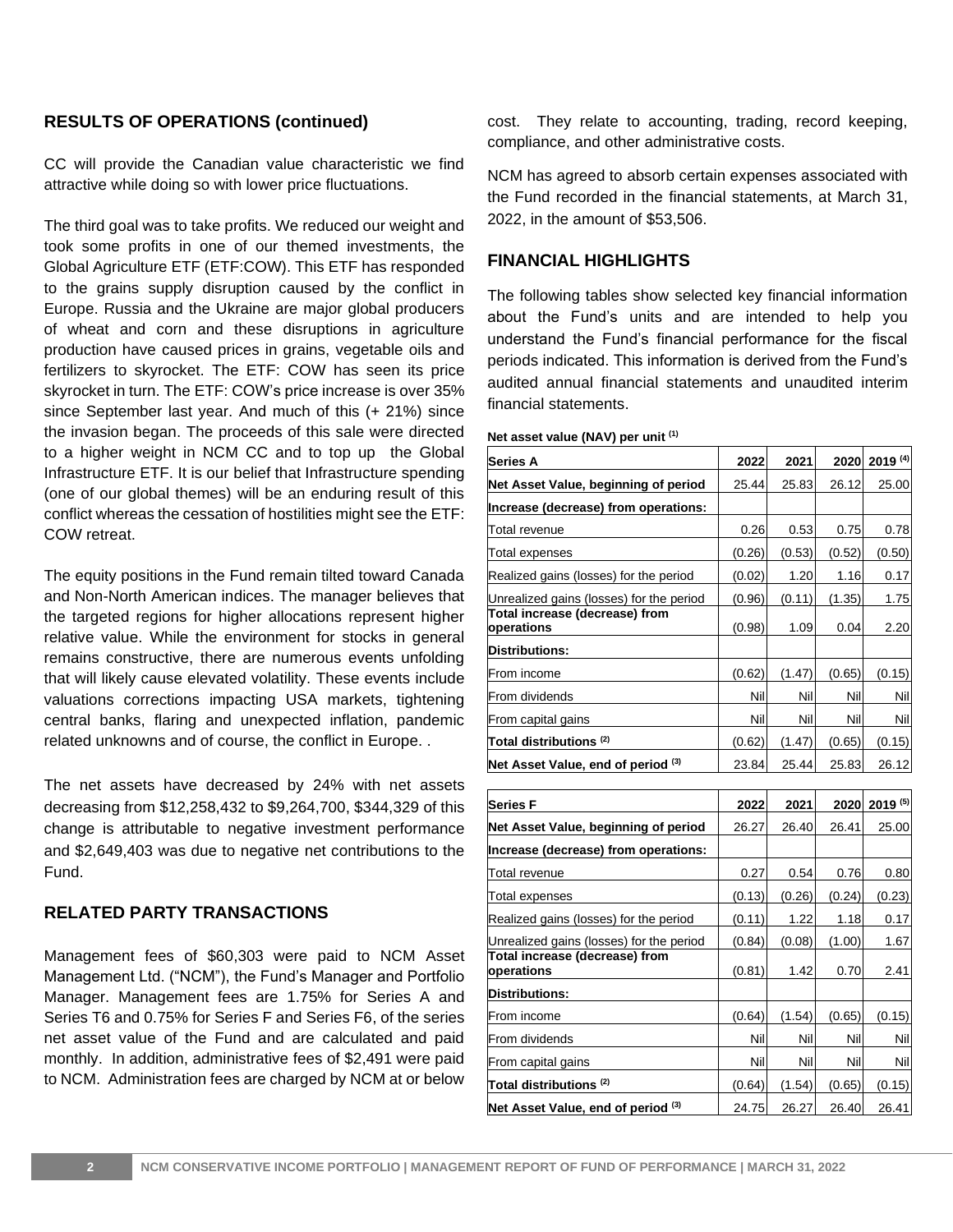## RESULTS OF OPERATIONS (continued)

CC will provide the Canadian value characteristic we find attractive while doing so with lower price fluctuations.

The third goal was to take profits. We reduced our weight and took some profits in one of our themed investments, the Global Agriculture ETF (ETF:COW). This ETF has responded to the grains supply disruption caused by the conflict in Europe. Russia and the Ukraine are major global producers of wheat and corn and these disruptions in agriculture production have caused prices in grains, vegetable oils and fertilizers to skyrocket. The ETF: COW has seen its price skyrocket in turn. The ETF: COW's price increase is over 35% since September last year. And much of this (+ 21%) since the invasion began. The proceeds of this sale were directed to a higher weight in NCM CC and to top up the Global Infrastructure ETF. It is our belief that Infrastructure spending (one of our global themes) will be an enduring result of this conflict whereas the cessation of hostilities might see the ETF: COW retreat.

The equity positions in the Fund remain tilted toward Canada and Non-North American indices. The manager believes that the targeted regions for higher allocations represent higher relative value. While the environment for stocks in general remains constructive, there are numerous events unfolding that will likely cause elevated volatility. These events include valuations corrections impacting USA markets, tightening central banks, flaring and unexpected inflation, pandemic related unknowns and of course, the conflict in Europe. .

The net assets have decreased by 24% with net assets decreasing from $12,258,432 to $9,264,700, $344,329 of this change is attributable to negative investment performance and $2,649,403 was due to negative net contributions to the Fund.

## RELATED PARTY TRANSACTIONS

Management fees of $60,303 were paid to NCM Asset Management Ltd. ("NCM"), the Fund's Manager and Portfolio Manager. Management fees are 1.75% for Series A and Series T6 and 0.75% for Series F and Series F6, of the series net asset value of the Fund and are calculated and paid monthly. In addition, administrative fees of $2,491 were paid to NCM. Administration fees are charged by NCM at or below cost. They relate to accounting, trading, record keeping, compliance, and other administrative costs.

NCM has agreed to absorb certain expenses associated with the Fund recorded in the financial statements, at March 31, 2022, in the amount of $53,506.

## FINANCIAL HIGHLIGHTS

The following tables show selected key financial information about the Fund's units and are intended to help you understand the Fund's financial performance for the fiscal periods indicated. This information is derived from the Fund's audited annual financial statements and unaudited interim financial statements.

**Net asset value (NAV) per unit (1)**

| Series A | 2022 | 2021 | 2020 | 2019 (4) |
|---|---|---|---|---|
| **Net Asset Value, beginning of period** | 25.44 | 25.83 | 26.12 | 25.00 |
| **Increase (decrease) from operations:** | | | | |
| Total revenue | 0.26 | 0.53 | 0.75 | 0.78 |
| Total expenses | (0.26) | (0.53) | (0.52) | (0.50) |
| Realized gains (losses) for the period | (0.02) | 1.20 | 1.16 | 0.17 |
| Unrealized gains (losses) for the period | (0.96) | (0.11) | (1.35) | 1.75 |
| **Total increase (decrease) from operations** | (0.98) | 1.09 | 0.04 | 2.20 |
| **Distributions:** | | | | |
| From income | (0.62) | (1.47) | (0.65) | (0.15) |
| From dividends | Nil | Nil | Nil | Nil |
| From capital gains | Nil | Nil | Nil | Nil |
| **Total distributions (2)** | (0.62) | (1.47) | (0.65) | (0.15) |
| **Net Asset Value, end of period (3)** | 23.84 | 25.44 | 25.83 | 26.12 |

| Series F | 2022 | 2021 | 2020 | 2019 (5) |
|---|---|---|---|---|
| **Net Asset Value, beginning of period** | 26.27 | 26.40 | 26.41 | 25.00 |
| **Increase (decrease) from operations:** | | | | |
| Total revenue | 0.27 | 0.54 | 0.76 | 0.80 |
| Total expenses | (0.13) | (0.26) | (0.24) | (0.23) |
| Realized gains (losses) for the period | (0.11) | 1.22 | 1.18 | 0.17 |
| Unrealized gains (losses) for the period | (0.84) | (0.08) | (1.00) | 1.67 |
| **Total increase (decrease) from operations** | (0.81) | 1.42 | 0.70 | 2.41 |
| **Distributions:** | | | | |
| From income | (0.64) | (1.54) | (0.65) | (0.15) |
| From dividends | Nil | Nil | Nil | Nil |
| From capital gains | Nil | Nil | Nil | Nil |
| **Total distributions (2)** | (0.64) | (1.54) | (0.65) | (0.15) |
| **Net Asset Value, end of period (3)** | 24.75 | 26.27 | 26.40 | 26.41 |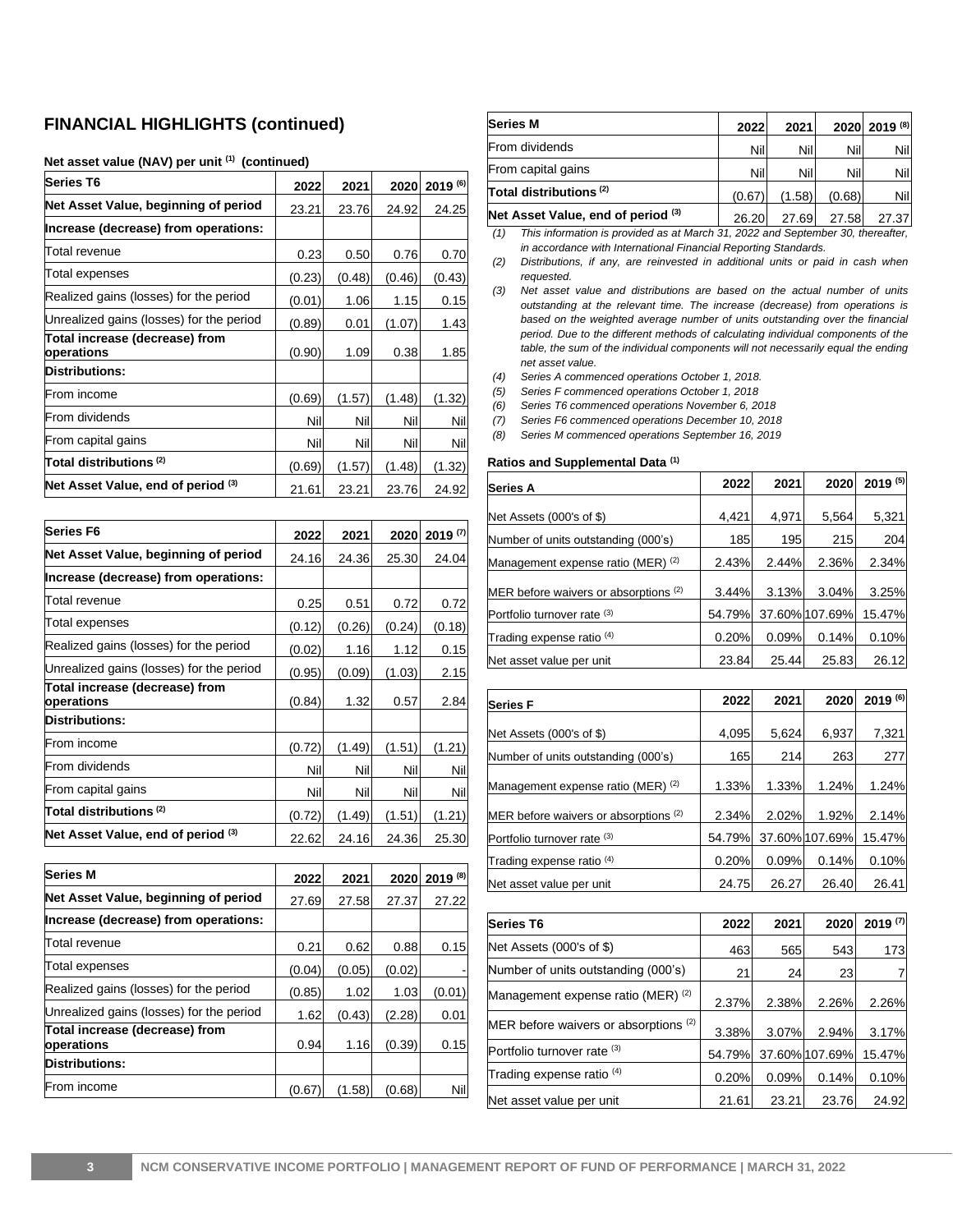## FINANCIAL HIGHLIGHTS (continued)

**Net asset value (NAV) per unit [(1)] (continued)**

| Series T6 | 2022 | 2021 | 2020 | 2019 [(6)] |
|---|---|---|---|---|
| **Net Asset Value, beginning of period** | 23.21 | 23.76 | 24.92 | 24.25 |
| **Increase (decrease) from operations:** | | | | |
| Total revenue | 0.23 | 0.50 | 0.76 | 0.70 |
| Total expenses | (0.23) | (0.48) | (0.46) | (0.43) |
| Realized gains (losses) for the period | (0.01) | 1.06 | 1.15 | 0.15 |
| Unrealized gains (losses) for the period | (0.89) | 0.01 | (1.07) | 1.43 |
| **Total increase (decrease) from operations** | (0.90) | 1.09 | 0.38 | 1.85 |
| **Distributions:** | | | | |
| From income | (0.69) | (1.57) | (1.48) | (1.32) |
| From dividends | Nil | Nil | Nil | Nil |
| From capital gains | Nil | Nil | Nil | Nil |
| **Total distributions [(2)]** | (0.69) | (1.57) | (1.48) | (1.32) |
| **Net Asset Value, end of period [(3)]** | 21.61 | 23.21 | 23.76 | 24.92 |

| Series F6 | 2022 | 2021 | 2020 | 2019 [(7)] |
|---|---|---|---|---|
| **Net Asset Value, beginning of period** | 24.16 | 24.36 | 25.30 | 24.04 |
| **Increase (decrease) from operations:** | | | | |
| Total revenue | 0.25 | 0.51 | 0.72 | 0.72 |
| Total expenses | (0.12) | (0.26) | (0.24) | (0.18) |
| Realized gains (losses) for the period | (0.02) | 1.16 | 1.12 | 0.15 |
| Unrealized gains (losses) for the period | (0.95) | (0.09) | (1.03) | 2.15 |
| **Total increase (decrease) from operations** | (0.84) | 1.32 | 0.57 | 2.84 |
| **Distributions:** | | | | |
| From income | (0.72) | (1.49) | (1.51) | (1.21) |
| From dividends | Nil | Nil | Nil | Nil |
| From capital gains | Nil | Nil | Nil | Nil |
| **Total distributions [(2)]** | (0.72) | (1.49) | (1.51) | (1.21) |
| **Net Asset Value, end of period [(3)]** | 22.62 | 24.16 | 24.36 | 25.30 |

| Series M | 2022 | 2021 | 2020 | 2019 [(8)] |
|---|---|---|---|---|
| **Net Asset Value, beginning of period** | 27.69 | 27.58 | 27.37 | 27.22 |
| **Increase (decrease) from operations:** | | | | |
| Total revenue | 0.21 | 0.62 | 0.88 | 0.15 |
| Total expenses | (0.04) | (0.05) | (0.02) | - |
| Realized gains (losses) for the period | (0.85) | 1.02 | 1.03 | (0.01) |
| Unrealized gains (losses) for the period | 1.62 | (0.43) | (2.28) | 0.01 |
| **Total increase (decrease) from operations** | 0.94 | 1.16 | (0.39) | 0.15 |
| **Distributions:** | | | | |
| From income | (0.67) | (1.58) | (0.68) | Nil |
| From dividends | Nil | Nil | Nil | Nil |
| From capital gains | Nil | Nil | Nil | Nil |
| **Total distributions [(2)]** | (0.67) | (1.58) | (0.68) | Nil |
| **Net Asset Value, end of period [(3)]** | 26.20 | 27.69 | 27.58 | 27.37 |

*(1) This information is provided as at March 31, 2022 and September 30, thereafter, in accordance with International Financial Reporting Standards.*

*(2) Distributions, if any, are reinvested in additional units or paid in cash when requested.*

*(3) Net asset value and distributions are based on the actual number of units outstanding at the relevant time. The increase (decrease) from operations is based on the weighted average number of units outstanding over the financial period. Due to the different methods of calculating individual components of the table, the sum of the individual components will not necessarily equal the ending net asset value.*

*(4) Series A commenced operations October 1, 2018.*

*(5) Series F commenced operations October 1, 2018*

*(6) Series T6 commenced operations November 6, 2018*

*(7) Series F6 commenced operations December 10, 2018*

*(8) Series M commenced operations September 16, 2019*

**Ratios and Supplemental Data [(1)]**

| Series A | 2022 | 2021 | 2020 | 2019 [(5)] |
|---|---|---|---|---|
| Net Assets (000's of $) | 4,421 | 4,971 | 5,564 | 5,321 |
| Number of units outstanding (000's) | 185 | 195 | 215 | 204 |
| Management expense ratio (MER) [(2)] | 2.43% | 2.44% | 2.36% | 2.34% |
| MER before waivers or absorptions [(2)] | 3.44% | 3.13% | 3.04% | 3.25% |
| Portfolio turnover rate [(3)] | 54.79% | 37.60% | 107.69% | 15.47% |
| Trading expense ratio [(4)] | 0.20% | 0.09% | 0.14% | 0.10% |
| Net asset value per unit | 23.84 | 25.44 | 25.83 | 26.12 |

| Series F | 2022 | 2021 | 2020 | 2019 [(6)] |
|---|---|---|---|---|
| Net Assets (000's of $) | 4,095 | 5,624 | 6,937 | 7,321 |
| Number of units outstanding (000's) | 165 | 214 | 263 | 277 |
| Management expense ratio (MER) [(2)] | 1.33% | 1.33% | 1.24% | 1.24% |
| MER before waivers or absorptions [(2)] | 2.34% | 2.02% | 1.92% | 2.14% |
| Portfolio turnover rate [(3)] | 54.79% | 37.60% | 107.69% | 15.47% |
| Trading expense ratio [(4)] | 0.20% | 0.09% | 0.14% | 0.10% |
| Net asset value per unit | 24.75 | 26.27 | 26.40 | 26.41 |

| Series T6 | 2022 | 2021 | 2020 | 2019 [(7)] |
|---|---|---|---|---|
| Net Assets (000's of $) | 463 | 565 | 543 | 173 |
| Number of units outstanding (000's) | 21 | 24 | 23 | 7 |
| Management expense ratio (MER) [(2)] | 2.37% | 2.38% | 2.26% | 2.26% |
| MER before waivers or absorptions [(2)] | 3.38% | 3.07% | 2.94% | 3.17% |
| Portfolio turnover rate [(3)] | 54.79% | 37.60% | 107.69% | 15.47% |
| Trading expense ratio [(4)] | 0.20% | 0.09% | 0.14% | 0.10% |
| Net asset value per unit | 21.61 | 23.21 | 23.76 | 24.92 |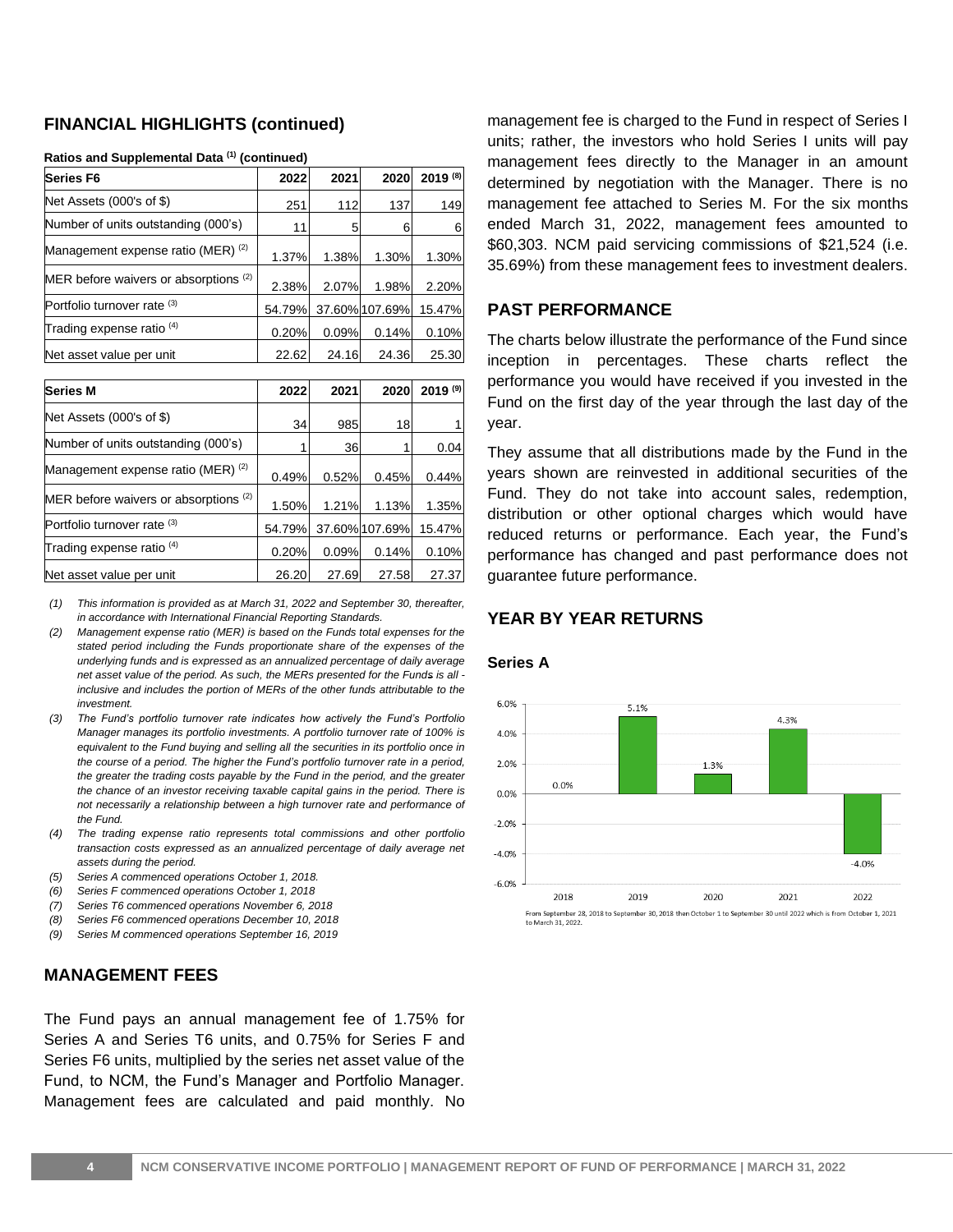## FINANCIAL HIGHLIGHTS (continued)

**Ratios and Supplemental Data [1] (continued)**

| Series F6 | 2022 | 2021 | 2020 | 2019 [8] |
|---|---|---|---|---|
| Net Assets (000's of $) | 251 | 112 | 137 | 149 |
| Number of units outstanding (000's) | 11 | 5 | 6 | 6 |
| Management expense ratio (MER) [2] | 1.37% | 1.38% | 1.30% | 1.30% |
| MER before waivers or absorptions [2] | 2.38% | 2.07% | 1.98% | 2.20% |
| Portfolio turnover rate [3] | 54.79% | 37.60% | 107.69% | 15.47% |
| Trading expense ratio [4] | 0.20% | 0.09% | 0.14% | 0.10% |
| Net asset value per unit | 22.62 | 24.16 | 24.36 | 25.30 |

| Series M | 2022 | 2021 | 2020 | 2019 [9] |
|---|---|---|---|---|
| Net Assets (000's of $) | 34 | 985 | 18 | 1 |
| Number of units outstanding (000's) | 1 | 36 | 1 | 0.04 |
| Management expense ratio (MER) [2] | 0.49% | 0.52% | 0.45% | 0.44% |
| MER before waivers or absorptions [2] | 1.50% | 1.21% | 1.13% | 1.35% |
| Portfolio turnover rate [3] | 54.79% | 37.60% | 107.69% | 15.47% |
| Trading expense ratio [4] | 0.20% | 0.09% | 0.14% | 0.10% |
| Net asset value per unit | 26.20 | 27.69 | 27.58 | 27.37 |

*(1) This information is provided as at March 31, 2022 and September 30, thereafter, in accordance with International Financial Reporting Standards.*

*(2) Management expense ratio (MER) is based on the Funds total expenses for the stated period including the Funds proportionate share of the expenses of the underlying funds and is expressed as an annualized percentage of daily average net asset value of the period. As such, the MERs presented for the Funds is all - inclusive and includes the portion of MERs of the other funds attributable to the investment.*

*(3) The Fund's portfolio turnover rate indicates how actively the Fund's Portfolio Manager manages its portfolio investments. A portfolio turnover rate of 100% is equivalent to the Fund buying and selling all the securities in its portfolio once in the course of a period. The higher the Fund's portfolio turnover rate in a period, the greater the trading costs payable by the Fund in the period, and the greater the chance of an investor receiving taxable capital gains in the period. There is not necessarily a relationship between a high turnover rate and performance of the Fund.*

*(4) The trading expense ratio represents total commissions and other portfolio transaction costs expressed as an annualized percentage of daily average net assets during the period.*

*(5) Series A commenced operations October 1, 2018.*

*(6) Series F commenced operations October 1, 2018*

*(7) Series T6 commenced operations November 6, 2018*

*(8) Series F6 commenced operations December 10, 2018*

*(9) Series M commenced operations September 16, 2019*

## MANAGEMENT FEES

The Fund pays an annual management fee of 1.75% for Series A and Series T6 units, and 0.75% for Series F and Series F6 units, multiplied by the series net asset value of the Fund, to NCM, the Fund's Manager and Portfolio Manager. Management fees are calculated and paid monthly. No management fee is charged to the Fund in respect of Series I units; rather, the investors who hold Series I units will pay management fees directly to the Manager in an amount determined by negotiation with the Manager. There is no management fee attached to Series M. For the six months ended March 31, 2022, management fees amounted to $60,303. NCM paid servicing commissions of $21,524 (i.e. 35.69%) from these management fees to investment dealers.

## PAST PERFORMANCE

The charts below illustrate the performance of the Fund since inception in percentages. These charts reflect the performance you would have received if you invested in the Fund on the first day of the year through the last day of the year.

They assume that all distributions made by the Fund in the years shown are reinvested in additional securities of the Fund. They do not take into account sales, redemption, distribution or other optional charges which would have reduced returns or performance. Each year, the Fund's performance has changed and past performance does not guarantee future performance.

## YEAR BY YEAR RETURNS

### Series A

6.0%
4.0%
2.0%
0.0%
-2.0%
-4.0%
-6.0%

0.0%
5.1%
1.3%
4.3%
-4.0%

2018
2019
2020
2021
2022

From September 28, 2018 to September 30, 2018 then October 1 to September 30 until 2022 which is from October 1, 2021 to March 31, 2022.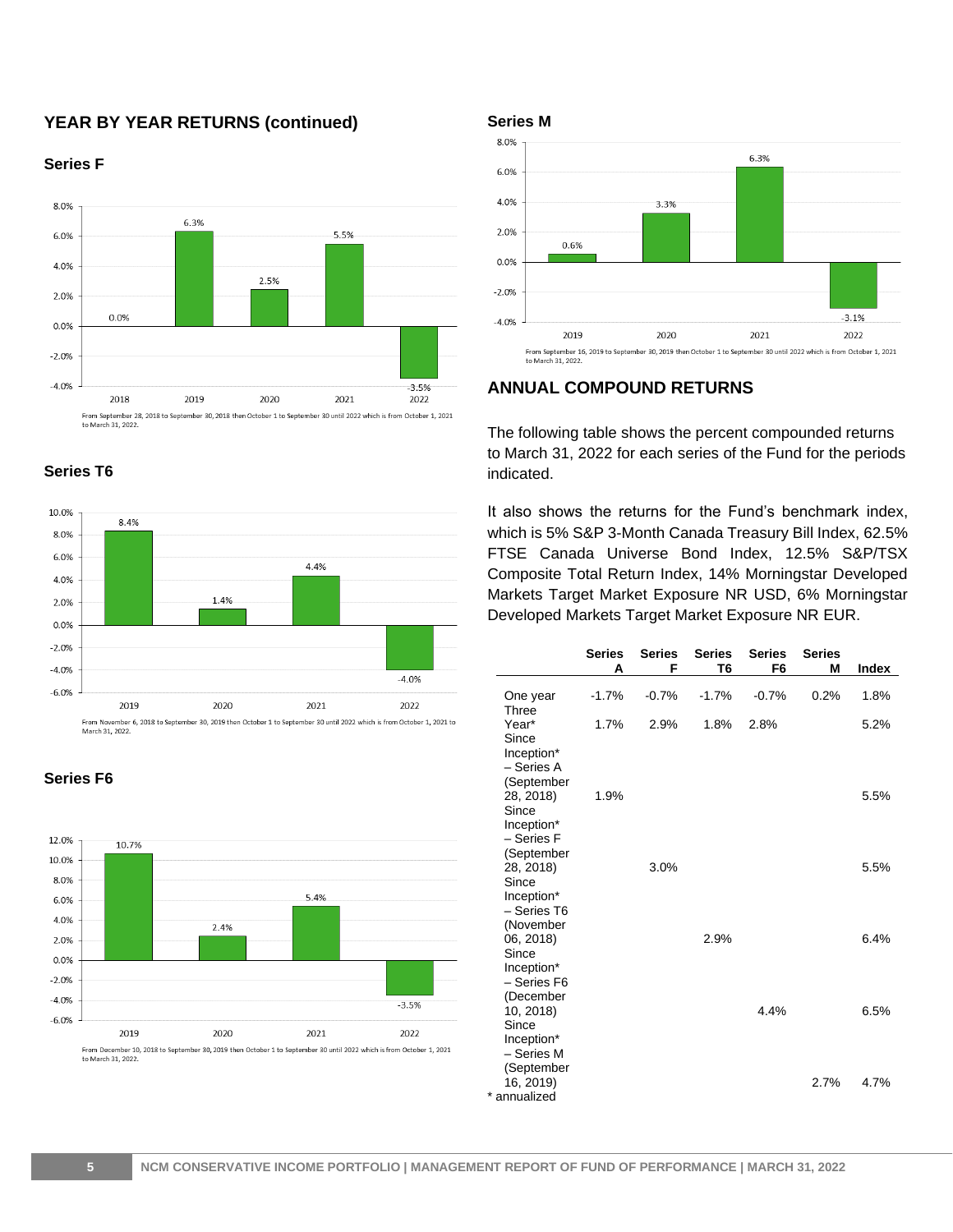## YEAR BY YEAR RETURNS (continued)

### Series F

8.0%
6.0%
4.0%
2.0%
0.0%
-2.0%
-4.0%

0.0%
6.3%
2.5%
5.5%
-3.5%

2018
2019
2020
2021
2022

From September 28, 2018 to September 30, 2018 then October 1 to September 30 until 2022 which is from October 1, 2021 to March 31, 2022.

### Series T6

10.0%
8.0%
6.0%
4.0%
2.0%
0.0%
-2.0%
-4.0%
-6.0%

8.4%
1.4%
4.4%
-4.0%

2019
2020
2021
2022

From November 6, 2018 to September 30, 2019 then October 1 to September 30 until 2022 which is from October 1, 2021 to March 31, 2022.

### Series F6

12.0%
10.0%
8.0%
6.0%
4.0%
2.0%
0.0%
-2.0%
-4.0%
-6.0%

10.7%
2.4%
5.4%
-3.5%

2019
2020
2021
2022

From December 10, 2018 to September 30, 2019 then October 1 to September 30 until 2022 which is from October 1, 2021 to March 31, 2022.

### Series M

8.0%
6.0%
4.0%
2.0%
0.0%
-2.0%
-4.0%

0.6%
3.3%
6.3%
-3.1%

2019
2020
2021
2022

From September 16, 2019 to September 30, 2019 then October 1 to September 30 until 2022 which is from October 1, 2021 to March 31, 2022.

## ANNUAL COMPOUND RETURNS

The following table shows the percent compounded returns to March 31, 2022 for each series of the Fund for the periods indicated.

It also shows the returns for the Fund's benchmark index, which is 5% S&P 3-Month Canada Treasury Bill Index, 62.5% FTSE Canada Universe Bond Index, 12.5% S&P/TSX Composite Total Return Index, 14% Morningstar Developed Markets Target Market Exposure NR USD, 6% Morningstar Developed Markets Target Market Exposure NR EUR.

| | Series A | Series F | Series T6 | Series F6 | Series M | Index |
|---|---|---|---|---|---|---|
| One year | -1.7% | -0.7% | -1.7% | -0.7% | 0.2% | 1.8% |
| Three Year* | 1.7% | 2.9% | 1.8% | 2.8% | | 5.2% |
| Since Inception* – Series A (September 28, 2018) | 1.9% | | | | | 5.5% |
| Since Inception* – Series F (September 28, 2018) | | 3.0% | | | | 5.5% |
| Since Inception* – Series T6 (November 06, 2018) | | | 2.9% | | | 6.4% |
| Since Inception* – Series F6 (December 10, 2018) | | | | 4.4% | | 6.5% |
| Since Inception* – Series M (September 16, 2019) | | | | | 2.7% | 4.7% |

* annualized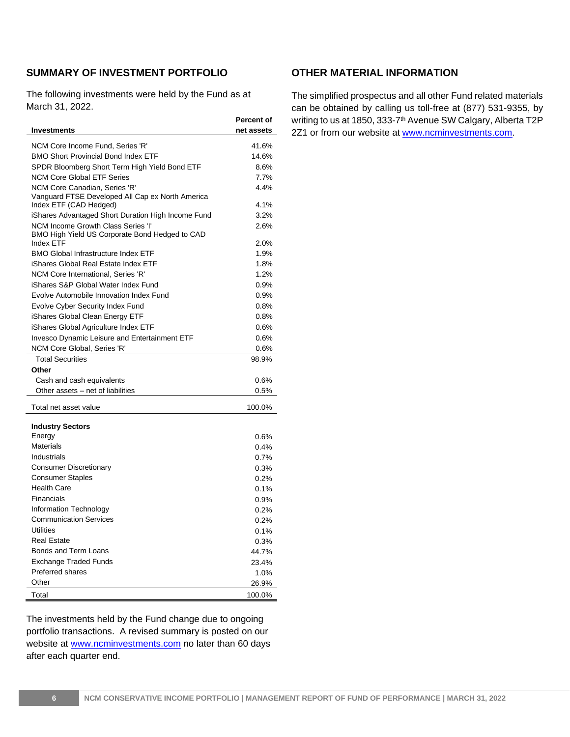## SUMMARY OF INVESTMENT PORTFOLIO

The following investments were held by the Fund as at March 31, 2022.

| Investments | Percent of net assets |
|---|---|
| NCM Core Income Fund, Series 'R' | 41.6% |
| BMO Short Provincial Bond Index ETF | 14.6% |
| SPDR Bloomberg Short Term High Yield Bond ETF | 8.6% |
| NCM Core Global ETF Series | 7.7% |
| NCM Core Canadian, Series 'R' | 4.4% |
| Vanguard FTSE Developed All Cap ex North America Index ETF (CAD Hedged) | 4.1% |
| iShares Advantaged Short Duration High Income Fund | 3.2% |
| NCM Income Growth Class Series 'I' | 2.6% |
| BMO High Yield US Corporate Bond Hedged to CAD Index ETF | 2.0% |
| BMO Global Infrastructure Index ETF | 1.9% |
| iShares Global Real Estate Index ETF | 1.8% |
| NCM Core International, Series 'R' | 1.2% |
| iShares S&P Global Water Index Fund | 0.9% |
| Evolve Automobile Innovation Index Fund | 0.9% |
| Evolve Cyber Security Index Fund | 0.8% |
| iShares Global Clean Energy ETF | 0.8% |
| iShares Global Agriculture Index ETF | 0.6% |
| Invesco Dynamic Leisure and Entertainment ETF | 0.6% |
| NCM Core Global, Series 'R' | 0.6% |
| Total Securities | 98.9% |
| **Other** | |
| Cash and cash equivalents | 0.6% |
| Other assets – net of liabilities | 0.5% |
| Total net asset value | 100.0% |

| Industry Sectors | |
|---|---|
| Energy | 0.6% |
| Materials | 0.4% |
| Industrials | 0.7% |
| Consumer Discretionary | 0.3% |
| Consumer Staples | 0.2% |
| Health Care | 0.1% |
| Financials | 0.9% |
| Information Technology | 0.2% |
| Communication Services | 0.2% |
| Utilities | 0.1% |
| Real Estate | 0.3% |
| Bonds and Term Loans | 44.7% |
| Exchange Traded Funds | 23.4% |
| Preferred shares | 1.0% |
| Other | 26.9% |
| Total | 100.0% |

The investments held by the Fund change due to ongoing portfolio transactions. A revised summary is posted on our website at www.ncminvestments.com no later than 60 days after each quarter end.

## OTHER MATERIAL INFORMATION

The simplified prospectus and all other Fund related materials can be obtained by calling us toll-free at (877) 531-9355, by writing to us at 1850, 333-7th Avenue SW Calgary, Alberta T2P 2Z1 or from our website at www.ncminvestments.com.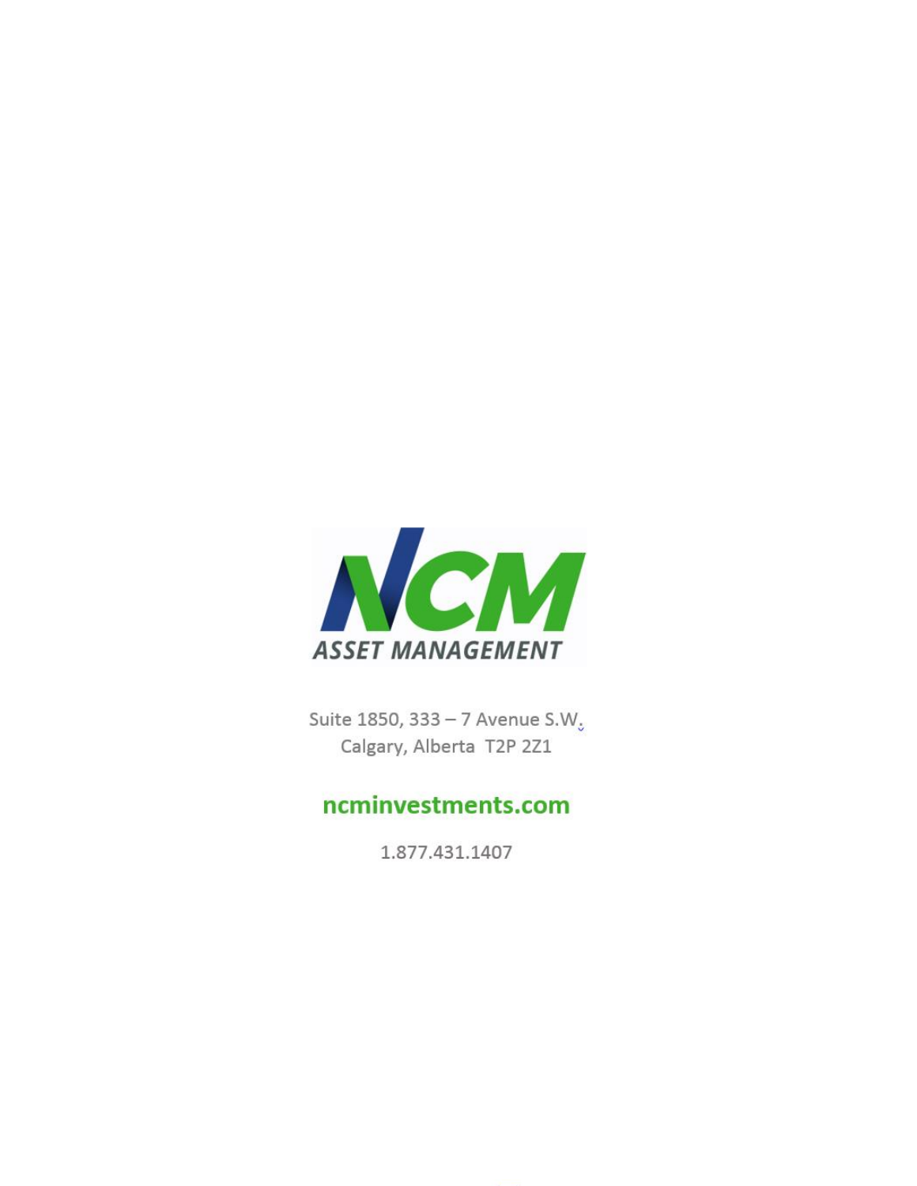NCM

ASSET MANAGEMENT

Suite 1850, 333 – 7 Avenue S.W.
Calgary, Alberta  T2P 2Z1

**ncminvestments.com**

1.877.431.1407